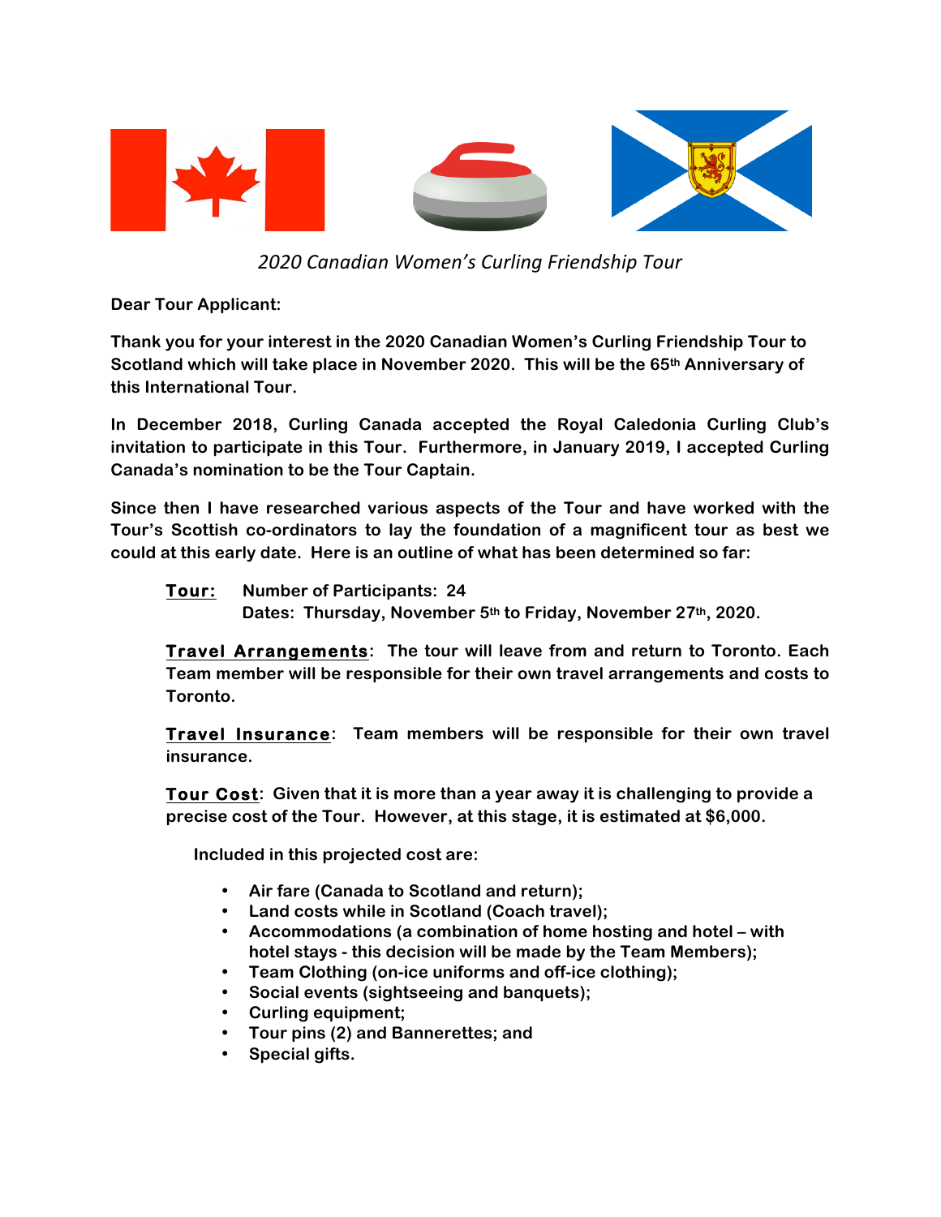*2020 Canadian Women's Curling Friendship Tour*

**Dear Tour Applicant:**

**Thank you for your interest in the 2020 Canadian Women's Curling Friendship Tour to Scotland which will take place in November 2020. This will be the 65th Anniversary of this International Tour.**

**In December 2018, Curling Canada accepted the Royal Caledonia Curling Club's invitation to participate in this Tour. Furthermore, in January 2019, I accepted Curling Canada's nomination to be the Tour Captain.**

**Since then I have researched various aspects of the Tour and have worked with the Tour's Scottish co-ordinators to lay the foundation of a magnificent tour as best we could at this early date. Here is an outline of what has been determined so far:**

**Tour:** **Number of Participants: 24**
**Dates: Thursday, November 5th to Friday, November 27th, 2020.**

**Travel Arrangements: The tour will leave from and return to Toronto. Each Team member will be responsible for their own travel arrangements and costs to Toronto.**

**Travel Insurance: Team members will be responsible for their own travel insurance.**

**Tour Cost: Given that it is more than a year away it is challenging to provide a precise cost of the Tour. However, at this stage, it is estimated at $6,000.**

**Included in this projected cost are:**

- **Air fare (Canada to Scotland and return);**
- **Land costs while in Scotland (Coach travel);**
- **Accommodations (a combination of home hosting and hotel – with hotel stays - this decision will be made by the Team Members);**
- **Team Clothing (on-ice uniforms and off-ice clothing);**
- **Social events (sightseeing and banquets);**
- **Curling equipment;**
- **Tour pins (2) and Bannerettes; and**
- **Special gifts.**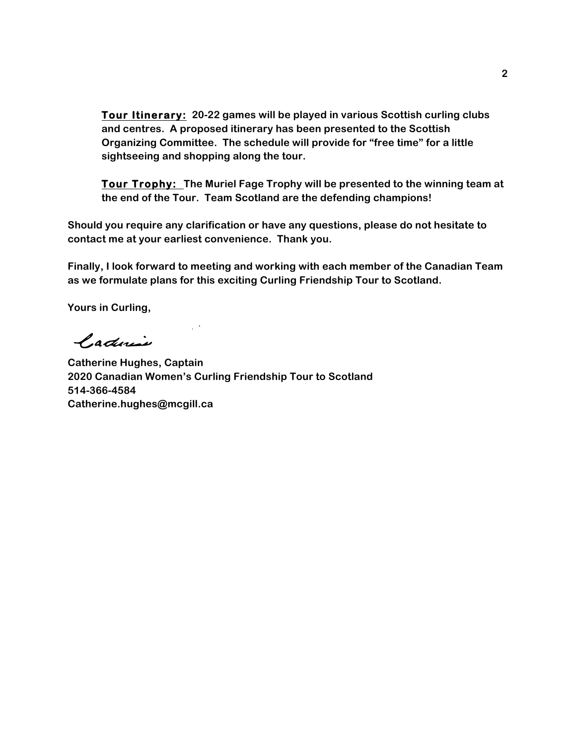**<u>Tour Itinerary:</u>** **20-22 games will be played in various Scottish curling clubs and centres. A proposed itinerary has been presented to the Scottish Organizing Committee. The schedule will provide for "free time" for a little sightseeing and shopping along the tour.**

**<u>Tour Trophy:</u>** **The Muriel Fage Trophy will be presented to the winning team at the end of the Tour. Team Scotland are the defending champions!**

**Should you require any clarification or have any questions, please do not hesitate to contact me at your earliest convenience. Thank you.**

**Finally, I look forward to meeting and working with each member of the Canadian Team as we formulate plans for this exciting Curling Friendship Tour to Scotland.**

**Yours in Curling,**

Catherine

**Catherine Hughes, Captain**
**2020 Canadian Women's Curling Friendship Tour to Scotland**
**514-366-4584**
**Catherine.hughes@mcgill.ca**